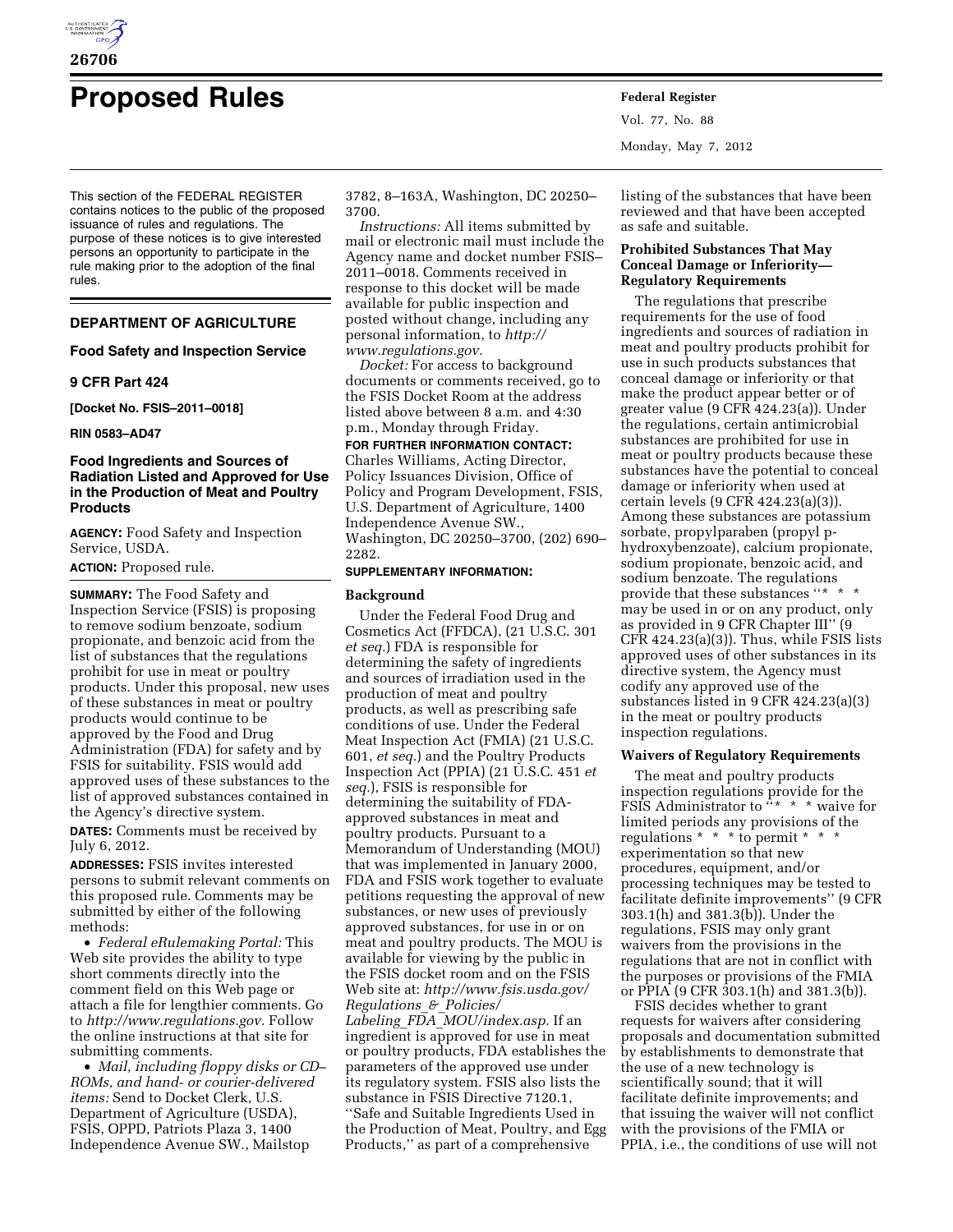# Proposed Rules

This section of the FEDERAL REGISTER contains notices to the public of the proposed issuance of rules and regulations. The purpose of these notices is to give interested persons an opportunity to participate in the rule making prior to the adoption of the final rules.

## DEPARTMENT OF AGRICULTURE

### Food Safety and Inspection Service

### 9 CFR Part 424

**[Docket No. FSIS–2011–0018]**

**RIN 0583–AD47**

### Food Ingredients and Sources of Radiation Listed and Approved for Use in the Production of Meat and Poultry Products

**AGENCY:** Food Safety and Inspection Service, USDA.

**ACTION:** Proposed rule.

**SUMMARY:** The Food Safety and Inspection Service (FSIS) is proposing to remove sodium benzoate, sodium propionate, and benzoic acid from the list of substances that the regulations prohibit for use in meat or poultry products. Under this proposal, new uses of these substances in meat or poultry products would continue to be approved by the Food and Drug Administration (FDA) for safety and by FSIS for suitability. FSIS would add approved uses of these substances to the list of approved substances contained in the Agency's directive system.

**DATES:** Comments must be received by July 6, 2012.

**ADDRESSES:** FSIS invites interested persons to submit relevant comments on this proposed rule. Comments may be submitted by either of the following methods:

- *Federal eRulemaking Portal:* This Web site provides the ability to type short comments directly into the comment field on this Web page or attach a file for lengthier comments. Go to *http://www.regulations.gov.* Follow the online instructions at that site for submitting comments.
- *Mail, including floppy disks or CD–ROMs, and hand- or courier-delivered items:* Send to Docket Clerk, U.S. Department of Agriculture (USDA), FSIS, OPPD, Patriots Plaza 3, 1400 Independence Avenue SW., Mailstop 3782, 8–163A, Washington, DC 20250–3700.

*Instructions:* All items submitted by mail or electronic mail must include the Agency name and docket number FSIS–2011–0018. Comments received in response to this docket will be made available for public inspection and posted without change, including any personal information, to *http://www.regulations.gov.*

*Docket:* For access to background documents or comments received, go to the FSIS Docket Room at the address listed above between 8 a.m. and 4:30 p.m., Monday through Friday.

**FOR FURTHER INFORMATION CONTACT:** Charles Williams, Acting Director, Policy Issuances Division, Office of Policy and Program Development, FSIS, U.S. Department of Agriculture, 1400 Independence Avenue SW., Washington, DC 20250–3700, (202) 690–2282.

**SUPPLEMENTARY INFORMATION:**

#### Background

Under the Federal Food Drug and Cosmetics Act (FFDCA), (21 U.S.C. 301 *et seq.*) FDA is responsible for determining the safety of ingredients and sources of irradiation used in the production of meat and poultry products, as well as prescribing safe conditions of use. Under the Federal Meat Inspection Act (FMIA) (21 U.S.C. 601, *et seq.*) and the Poultry Products Inspection Act (PPIA) (21 U.S.C. 451 *et seq.*), FSIS is responsible for determining the suitability of FDA-approved substances in meat and poultry products. Pursuant to a Memorandum of Understanding (MOU) that was implemented in January 2000, FDA and FSIS work together to evaluate petitions requesting the approval of new substances, or new uses of previously approved substances, for use in or on meat and poultry products. The MOU is available for viewing by the public in the FSIS docket room and on the FSIS Web site at: *http://www.fsis.usda.gov/Regulations_&_Policies/Labeling_FDA_MOU/index.asp.* If an ingredient is approved for use in meat or poultry products, FDA establishes the parameters of the approved use under its regulatory system. FSIS also lists the substance in FSIS Directive 7120.1, ''Safe and Suitable Ingredients Used in the Production of Meat, Poultry, and Egg Products,'' as part of a comprehensive listing of the substances that have been reviewed and that have been accepted as safe and suitable.

#### Prohibited Substances That May Conceal Damage or Inferiority—Regulatory Requirements

The regulations that prescribe requirements for the use of food ingredients and sources of radiation in meat and poultry products prohibit for use in such products substances that conceal damage or inferiority or that make the product appear better or of greater value (9 CFR 424.23(a)). Under the regulations, certain antimicrobial substances are prohibited for use in meat or poultry products because these substances have the potential to conceal damage or inferiority when used at certain levels (9 CFR 424.23(a)(3)). Among these substances are potassium sorbate, propylparaben (propyl p-hydroxybenzoate), calcium propionate, sodium propionate, benzoic acid, and sodium benzoate. The regulations provide that these substances ''* * * may be used in or on any product, only as provided in 9 CFR Chapter III'' (9 CFR 424.23(a)(3)). Thus, while FSIS lists approved uses of other substances in its directive system, the Agency must codify any approved use of the substances listed in 9 CFR 424.23(a)(3) in the meat or poultry products inspection regulations.

#### Waivers of Regulatory Requirements

The meat and poultry products inspection regulations provide for the FSIS Administrator to ''* * * waive for limited periods any provisions of the regulations * * * to permit * * * experimentation so that new procedures, equipment, and/or processing techniques may be tested to facilitate definite improvements'' (9 CFR 303.1(h) and 381.3(b)). Under the regulations, FSIS may only grant waivers from the provisions in the regulations that are not in conflict with the purposes or provisions of the FMIA or PPIA (9 CFR 303.1(h) and 381.3(b)).

FSIS decides whether to grant requests for waivers after considering proposals and documentation submitted by establishments to demonstrate that the use of a new technology is scientifically sound; that it will facilitate definite improvements; and that issuing the waiver will not conflict with the provisions of the FMIA or PPIA, i.e., the conditions of use will not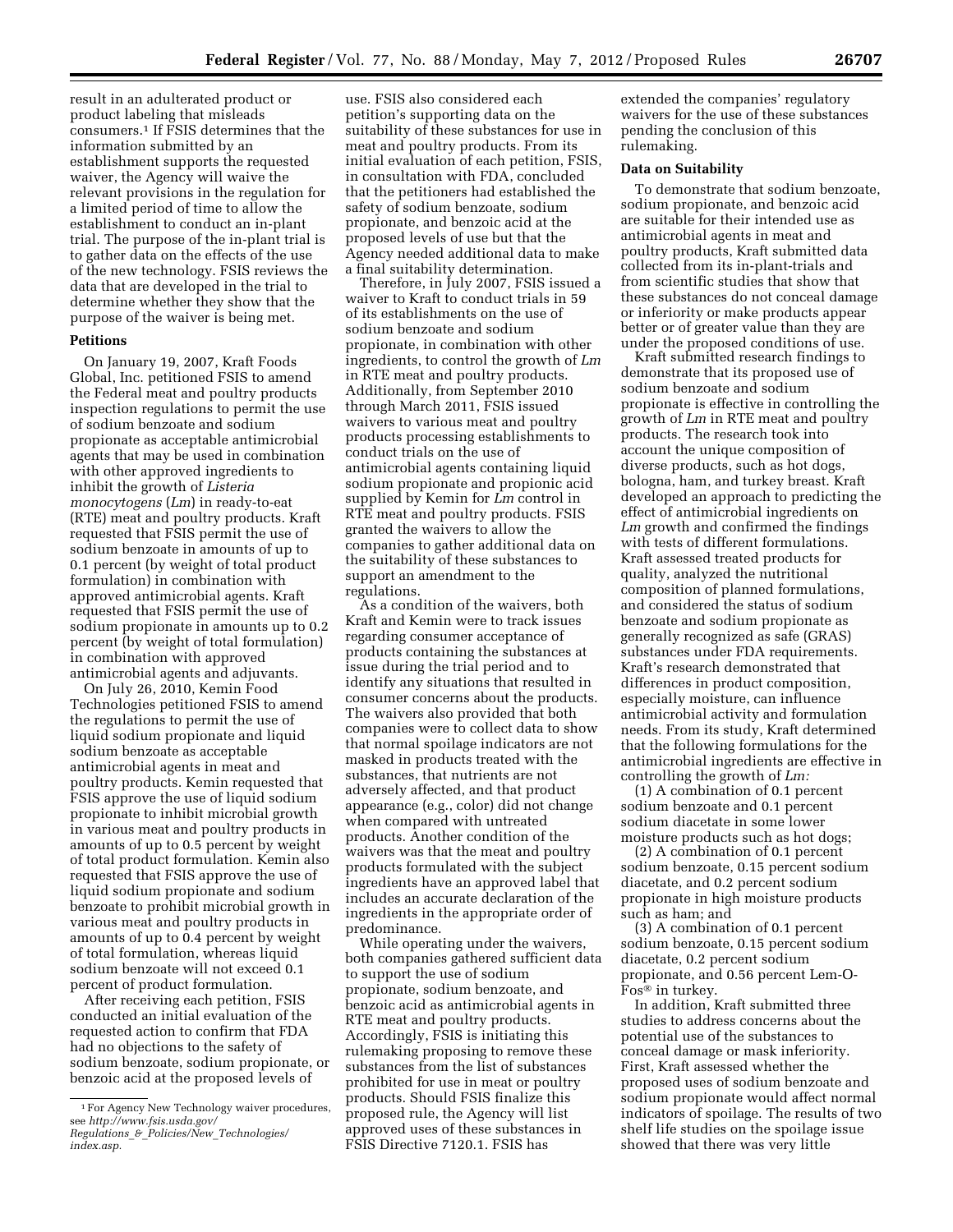result in an adulterated product or product labeling that misleads consumers.[1] If FSIS determines that the information submitted by an establishment supports the requested waiver, the Agency will waive the relevant provisions in the regulation for a limited period of time to allow the establishment to conduct an in-plant trial. The purpose of the in-plant trial is to gather data on the effects of the use of the new technology. FSIS reviews the data that are developed in the trial to determine whether they show that the purpose of the waiver is being met.

### Petitions

On January 19, 2007, Kraft Foods Global, Inc. petitioned FSIS to amend the Federal meat and poultry products inspection regulations to permit the use of sodium benzoate and sodium propionate as acceptable antimicrobial agents that may be used in combination with other approved ingredients to inhibit the growth of *Listeria monocytogenes* (*Lm*) in ready-to-eat (RTE) meat and poultry products. Kraft requested that FSIS permit the use of sodium benzoate in amounts of up to 0.1 percent (by weight of total product formulation) in combination with approved antimicrobial agents. Kraft requested that FSIS permit the use of sodium propionate in amounts up to 0.2 percent (by weight of total formulation) in combination with approved antimicrobial agents and adjuvants.

On July 26, 2010, Kemin Food Technologies petitioned FSIS to amend the regulations to permit the use of liquid sodium propionate and liquid sodium benzoate as acceptable antimicrobial agents in meat and poultry products. Kemin requested that FSIS approve the use of liquid sodium propionate to inhibit microbial growth in various meat and poultry products in amounts of up to 0.5 percent by weight of total product formulation. Kemin also requested that FSIS approve the use of liquid sodium propionate and sodium benzoate to prohibit microbial growth in various meat and poultry products in amounts of up to 0.4 percent by weight of total formulation, whereas liquid sodium benzoate will not exceed 0.1 percent of product formulation.

After receiving each petition, FSIS conducted an initial evaluation of the requested action to confirm that FDA had no objections to the safety of sodium benzoate, sodium propionate, or benzoic acid at the proposed levels of use. FSIS also considered each petition's supporting data on the suitability of these substances for use in meat and poultry products. From its initial evaluation of each petition, FSIS, in consultation with FDA, concluded that the petitioners had established the safety of sodium benzoate, sodium propionate, and benzoic acid at the proposed levels of use but that the Agency needed additional data to make a final suitability determination.

Therefore, in July 2007, FSIS issued a waiver to Kraft to conduct trials in 59 of its establishments on the use of sodium benzoate and sodium propionate, in combination with other ingredients, to control the growth of *Lm* in RTE meat and poultry products. Additionally, from September 2010 through March 2011, FSIS issued waivers to various meat and poultry products processing establishments to conduct trials on the use of antimicrobial agents containing liquid sodium propionate and propionic acid supplied by Kemin for *Lm* control in RTE meat and poultry products. FSIS granted the waivers to allow the companies to gather additional data on the suitability of these substances to support an amendment to the regulations.

As a condition of the waivers, both Kraft and Kemin were to track issues regarding consumer acceptance of products containing the substances at issue during the trial period and to identify any situations that resulted in consumer concerns about the products. The waivers also provided that both companies were to collect data to show that normal spoilage indicators are not masked in products treated with the substances, that nutrients are not adversely affected, and that product appearance (e.g., color) did not change when compared with untreated products. Another condition of the waivers was that the meat and poultry products formulated with the subject ingredients have an approved label that includes an accurate declaration of the ingredients in the appropriate order of predominance.

While operating under the waivers, both companies gathered sufficient data to support the use of sodium propionate, sodium benzoate, and benzoic acid as antimicrobial agents in RTE meat and poultry products. Accordingly, FSIS is initiating this rulemaking proposing to remove these substances from the list of substances prohibited for use in meat or poultry products. Should FSIS finalize this proposed rule, the Agency will list approved uses of these substances in FSIS Directive 7120.1. FSIS has extended the companies' regulatory waivers for the use of these substances pending the conclusion of this rulemaking.

### Data on Suitability

To demonstrate that sodium benzoate, sodium propionate, and benzoic acid are suitable for their intended use as antimicrobial agents in meat and poultry products, Kraft submitted data collected from its in-plant-trials and from scientific studies that show that these substances do not conceal damage or inferiority or make products appear better or of greater value than they are under the proposed conditions of use.

Kraft submitted research findings to demonstrate that its proposed use of sodium benzoate and sodium propionate is effective in controlling the growth of *Lm* in RTE meat and poultry products. The research took into account the unique composition of diverse products, such as hot dogs, bologna, ham, and turkey breast. Kraft developed an approach to predicting the effect of antimicrobial ingredients on *Lm* growth and confirmed the findings with tests of different formulations. Kraft assessed treated products for quality, analyzed the nutritional composition of planned formulations, and considered the status of sodium benzoate and sodium propionate as generally recognized as safe (GRAS) substances under FDA requirements. Kraft's research demonstrated that differences in product composition, especially moisture, can influence antimicrobial activity and formulation needs. From its study, Kraft determined that the following formulations for the antimicrobial ingredients are effective in controlling the growth of *Lm:*

(1) A combination of 0.1 percent sodium benzoate and 0.1 percent sodium diacetate in some lower moisture products such as hot dogs;

(2) A combination of 0.1 percent sodium benzoate, 0.15 percent sodium diacetate, 0.2 percent sodium propionate in high moisture products such as ham; and

(3) A combination of 0.1 percent sodium benzoate, 0.15 percent sodium diacetate, 0.2 percent sodium propionate, and 0.56 percent Lem-O-Fos® in turkey.

In addition, Kraft submitted three studies to address concerns about the potential use of the substances to conceal damage or mask inferiority. First, Kraft assessed whether the proposed uses of sodium benzoate and sodium propionate would affect normal indicators of spoilage. The results of two shelf life studies on the spoilage issue showed that there was very little

[1] For Agency New Technology waiver procedures, see *http://www.fsis.usda.gov/Regulations_&_Policies/New_Technologies/index.asp.*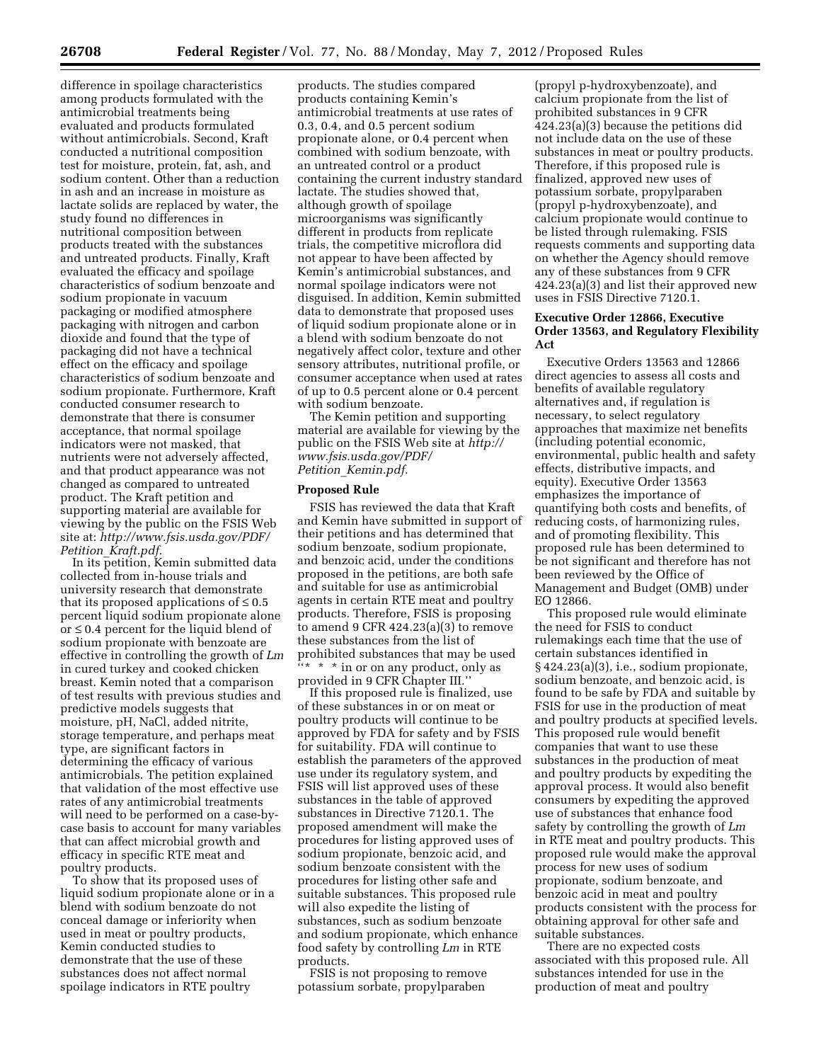difference in spoilage characteristics among products formulated with the antimicrobial treatments being evaluated and products formulated without antimicrobials. Second, Kraft conducted a nutritional composition test for moisture, protein, fat, ash, and sodium content. Other than a reduction in ash and an increase in moisture as lactate solids are replaced by water, the study found no differences in nutritional composition between products treated with the substances and untreated products. Finally, Kraft evaluated the efficacy and spoilage characteristics of sodium benzoate and sodium propionate in vacuum packaging or modified atmosphere packaging with nitrogen and carbon dioxide and found that the type of packaging did not have a technical effect on the efficacy and spoilage characteristics of sodium benzoate and sodium propionate. Furthermore, Kraft conducted consumer research to demonstrate that there is consumer acceptance, that normal spoilage indicators were not masked, that nutrients were not adversely affected, and that product appearance was not changed as compared to untreated product. The Kraft petition and supporting material are available for viewing by the public on the FSIS Web site at: *http://www.fsis.usda.gov/PDF/Petition_Kraft.pdf.*

In its petition, Kemin submitted data collected from in-house trials and university research that demonstrate that its proposed applications of ≤ 0.5 percent liquid sodium propionate alone or ≤ 0.4 percent for the liquid blend of sodium propionate with benzoate are effective in controlling the growth of *Lm* in cured turkey and cooked chicken breast. Kemin noted that a comparison of test results with previous studies and predictive models suggests that moisture, pH, NaCl, added nitrite, storage temperature, and perhaps meat type, are significant factors in determining the efficacy of various antimicrobials. The petition explained that validation of the most effective use rates of any antimicrobial treatments will need to be performed on a case-by-case basis to account for many variables that can affect microbial growth and efficacy in specific RTE meat and poultry products.

To show that its proposed uses of liquid sodium propionate alone or in a blend with sodium benzoate do not conceal damage or inferiority when used in meat or poultry products, Kemin conducted studies to demonstrate that the use of these substances does not affect normal spoilage indicators in RTE poultry products. The studies compared products containing Kemin's antimicrobial treatments at use rates of 0.3, 0.4, and 0.5 percent sodium propionate alone, or 0.4 percent when combined with sodium benzoate, with an untreated control or a product containing the current industry standard lactate. The studies showed that, although growth of spoilage microorganisms was significantly different in products from replicate trials, the competitive microflora did not appear to have been affected by Kemin's antimicrobial substances, and normal spoilage indicators were not disguised. In addition, Kemin submitted data to demonstrate that proposed uses of liquid sodium propionate alone or in a blend with sodium benzoate do not negatively affect color, texture and other sensory attributes, nutritional profile, or consumer acceptance when used at rates of up to 0.5 percent alone or 0.4 percent with sodium benzoate.

The Kemin petition and supporting material are available for viewing by the public on the FSIS Web site at *http://www.fsis.usda.gov/PDF/Petition_Kemin.pdf.*

## Proposed Rule

FSIS has reviewed the data that Kraft and Kemin have submitted in support of their petitions and has determined that sodium benzoate, sodium propionate, and benzoic acid, under the conditions proposed in the petitions, are both safe and suitable for use as antimicrobial agents in certain RTE meat and poultry products. Therefore, FSIS is proposing to amend 9 CFR 424.23(a)(3) to remove these substances from the list of prohibited substances that may be used "* * * in or on any product, only as provided in 9 CFR Chapter III."

If this proposed rule is finalized, use of these substances in or on meat or poultry products will continue to be approved by FDA for safety and by FSIS for suitability. FDA will continue to establish the parameters of the approved use under its regulatory system, and FSIS will list approved uses of these substances in the table of approved substances in Directive 7120.1. The proposed amendment will make the procedures for listing approved uses of sodium propionate, benzoic acid, and sodium benzoate consistent with the procedures for listing other safe and suitable substances. This proposed rule will also expedite the listing of substances, such as sodium benzoate and sodium propionate, which enhance food safety by controlling *Lm* in RTE products.

FSIS is not proposing to remove potassium sorbate, propylparaben (propyl p-hydroxybenzoate), and calcium propionate from the list of prohibited substances in 9 CFR 424.23(a)(3) because the petitions did not include data on the use of these substances in meat or poultry products. Therefore, if this proposed rule is finalized, approved new uses of potassium sorbate, propylparaben (propyl p-hydroxybenzoate), and calcium propionate would continue to be listed through rulemaking. FSIS requests comments and supporting data on whether the Agency should remove any of these substances from 9 CFR 424.23(a)(3) and list their approved new uses in FSIS Directive 7120.1.

## Executive Order 12866, Executive Order 13563, and Regulatory Flexibility Act

Executive Orders 13563 and 12866 direct agencies to assess all costs and benefits of available regulatory alternatives and, if regulation is necessary, to select regulatory approaches that maximize net benefits (including potential economic, environmental, public health and safety effects, distributive impacts, and equity). Executive Order 13563 emphasizes the importance of quantifying both costs and benefits, of reducing costs, of harmonizing rules, and of promoting flexibility. This proposed rule has been determined to be not significant and therefore has not been reviewed by the Office of Management and Budget (OMB) under EO 12866.

This proposed rule would eliminate the need for FSIS to conduct rulemakings each time that the use of certain substances identified in § 424.23(a)(3), i.e., sodium propionate, sodium benzoate, and benzoic acid, is found to be safe by FDA and suitable by FSIS for use in the production of meat and poultry products at specified levels. This proposed rule would benefit companies that want to use these substances in the production of meat and poultry products by expediting the approval process. It would also benefit consumers by expediting the approved use of substances that enhance food safety by controlling the growth of *Lm* in RTE meat and poultry products. This proposed rule would make the approval process for new uses of sodium propionate, sodium benzoate, and benzoic acid in meat and poultry products consistent with the process for obtaining approval for other safe and suitable substances.

There are no expected costs associated with this proposed rule. All substances intended for use in the production of meat and poultry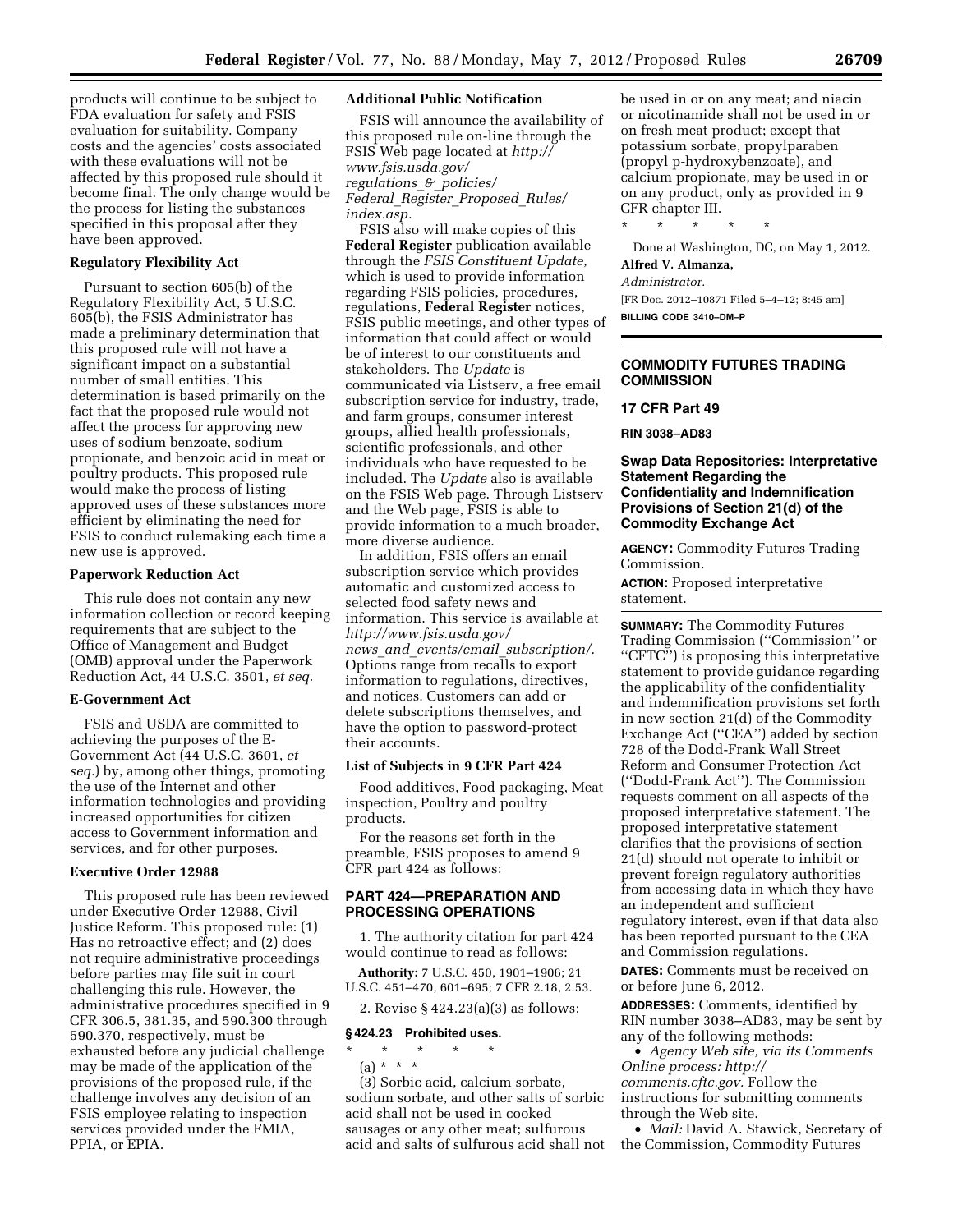products will continue to be subject to FDA evaluation for safety and FSIS evaluation for suitability. Company costs and the agencies' costs associated with these evaluations will not be affected by this proposed rule should it become final. The only change would be the process for listing the substances specified in this proposal after they have been approved.

### Regulatory Flexibility Act

Pursuant to section 605(b) of the Regulatory Flexibility Act, 5 U.S.C. 605(b), the FSIS Administrator has made a preliminary determination that this proposed rule will not have a significant impact on a substantial number of small entities. This determination is based primarily on the fact that the proposed rule would not affect the process for approving new uses of sodium benzoate, sodium propionate, and benzoic acid in meat or poultry products. This proposed rule would make the process of listing approved uses of these substances more efficient by eliminating the need for FSIS to conduct rulemaking each time a new use is approved.

### Paperwork Reduction Act

This rule does not contain any new information collection or record keeping requirements that are subject to the Office of Management and Budget (OMB) approval under the Paperwork Reduction Act, 44 U.S.C. 3501, *et seq.*

### E-Government Act

FSIS and USDA are committed to achieving the purposes of the E-Government Act (44 U.S.C. 3601, *et seq.*) by, among other things, promoting the use of the Internet and other information technologies and providing increased opportunities for citizen access to Government information and services, and for other purposes.

### Executive Order 12988

This proposed rule has been reviewed under Executive Order 12988, Civil Justice Reform. This proposed rule: (1) Has no retroactive effect; and (2) does not require administrative proceedings before parties may file suit in court challenging this rule. However, the administrative procedures specified in 9 CFR 306.5, 381.35, and 590.300 through 590.370, respectively, must be exhausted before any judicial challenge may be made of the application of the provisions of the proposed rule, if the challenge involves any decision of an FSIS employee relating to inspection services provided under the FMIA, PPIA, or EPIA.

### Additional Public Notification

FSIS will announce the availability of this proposed rule on-line through the FSIS Web page located at *http://www.fsis.usda.gov/regulations_&_policies/Federal_Register_Proposed_Rules/index.asp.*

FSIS also will make copies of this **Federal Register** publication available through the *FSIS Constituent Update,* which is used to provide information regarding FSIS policies, procedures, regulations, **Federal Register** notices, FSIS public meetings, and other types of information that could affect or would be of interest to our constituents and stakeholders. The *Update* is communicated via Listserv, a free email subscription service for industry, trade, and farm groups, consumer interest groups, allied health professionals, scientific professionals, and other individuals who have requested to be included. The *Update* also is available on the FSIS Web page. Through Listserv and the Web page, FSIS is able to provide information to a much broader, more diverse audience.

In addition, FSIS offers an email subscription service which provides automatic and customized access to selected food safety news and information. This service is available at *http://www.fsis.usda.gov/news_and_events/email_subscription/.* Options range from recalls to export information to regulations, directives, and notices. Customers can add or delete subscriptions themselves, and have the option to password-protect their accounts.

### List of Subjects in 9 CFR Part 424

Food additives, Food packaging, Meat inspection, Poultry and poultry products.

For the reasons set forth in the preamble, FSIS proposes to amend 9 CFR part 424 as follows:

### PART 424—PREPARATION AND PROCESSING OPERATIONS

1. The authority citation for part 424 would continue to read as follows:

**Authority:** 7 U.S.C. 450, 1901–1906; 21 U.S.C. 451–470, 601–695; 7 CFR 2.18, 2.53.

2. Revise § 424.23(a)(3) as follows:

#### § 424.23 Prohibited uses.

\* \* \* \* \*

(a) \* \* \*

(3) Sorbic acid, calcium sorbate, sodium sorbate, and other salts of sorbic acid shall not be used in cooked sausages or any other meat; sulfurous acid and salts of sulfurous acid shall not be used in or on any meat; and niacin or nicotinamide shall not be used in or on fresh meat product; except that potassium sorbate, propylparaben (propyl p-hydroxybenzoate), and calcium propionate, may be used in or on any product, only as provided in 9 CFR chapter III.

\* \* \* \* \*

Done at Washington, DC, on May 1, 2012.

**Alfred V. Almanza,**

*Administrator.*

[FR Doc. 2012–10871 Filed 5–4–12; 8:45 am]

**BILLING CODE 3410–DM–P**

---

## COMMODITY FUTURES TRADING COMMISSION

### 17 CFR Part 49

**RIN 3038–AD83**

### Swap Data Repositories: Interpretative Statement Regarding the Confidentiality and Indemnification Provisions of Section 21(d) of the Commodity Exchange Act

**AGENCY:** Commodity Futures Trading Commission.

**ACTION:** Proposed interpretative statement.

**SUMMARY:** The Commodity Futures Trading Commission (''Commission'' or ''CFTC'') is proposing this interpretative statement to provide guidance regarding the applicability of the confidentiality and indemnification provisions set forth in new section 21(d) of the Commodity Exchange Act (''CEA'') added by section 728 of the Dodd-Frank Wall Street Reform and Consumer Protection Act (''Dodd-Frank Act''). The Commission requests comment on all aspects of the proposed interpretative statement. The proposed interpretative statement clarifies that the provisions of section 21(d) should not operate to inhibit or prevent foreign regulatory authorities from accessing data in which they have an independent and sufficient regulatory interest, even if that data also has been reported pursuant to the CEA and Commission regulations.

**DATES:** Comments must be received on or before June 6, 2012.

**ADDRESSES:** Comments, identified by RIN number 3038–AD83, may be sent by any of the following methods:

- *Agency Web site, via its Comments Online process: http://comments.cftc.gov.* Follow the instructions for submitting comments through the Web site.
- *Mail:* David A. Stawick, Secretary of the Commission, Commodity Futures